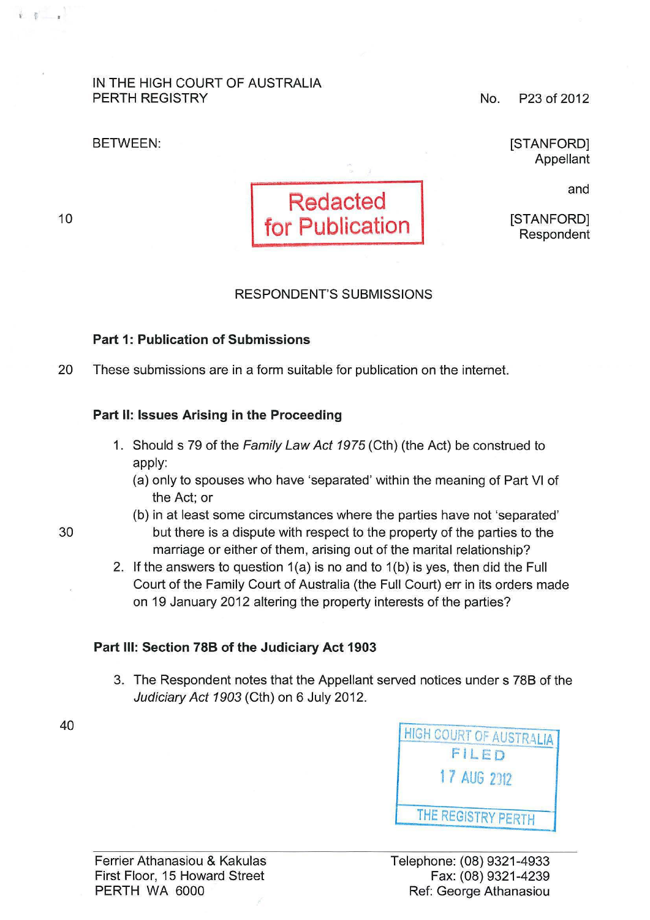IN THE HIGH COURT OF AUSTRALIA
PERTH REGISTRY

No. P23 of 2012

BETWEEN:

[STANFORD]
Appellant

and

[STANFORD]
Respondent

Redacted for Publication

RESPONDENT'S SUBMISSIONS

**Part 1: Publication of Submissions**

These submissions are in a form suitable for publication on the internet.

**Part II: Issues Arising in the Proceeding**

1. Should s 79 of the *Family Law Act 1975* (Cth) (the Act) be construed to apply:
   (a) only to spouses who have 'separated' within the meaning of Part VI of the Act; or
   (b) in at least some circumstances where the parties have not 'separated' but there is a dispute with respect to the property of the parties to the marriage or either of them, arising out of the marital relationship?
2. If the answers to question 1(a) is no and to 1(b) is yes, then did the Full Court of the Family Court of Australia (the Full Court) err in its orders made on 19 January 2012 altering the property interests of the parties?

**Part III: Section 78B of the Judiciary Act 1903**

3. The Respondent notes that the Appellant served notices under s 78B of the *Judiciary Act 1903* (Cth) on 6 July 2012.

HIGH COURT OF AUSTRALIA
FILED
17 AUG 2012
THE REGISTRY PERTH

Ferrier Athanasiou & Kakulas
First Floor, 15 Howard Street
PERTH WA 6000

Telephone: (08) 9321-4933
Fax: (08) 9321-4239
Ref: George Athanasiou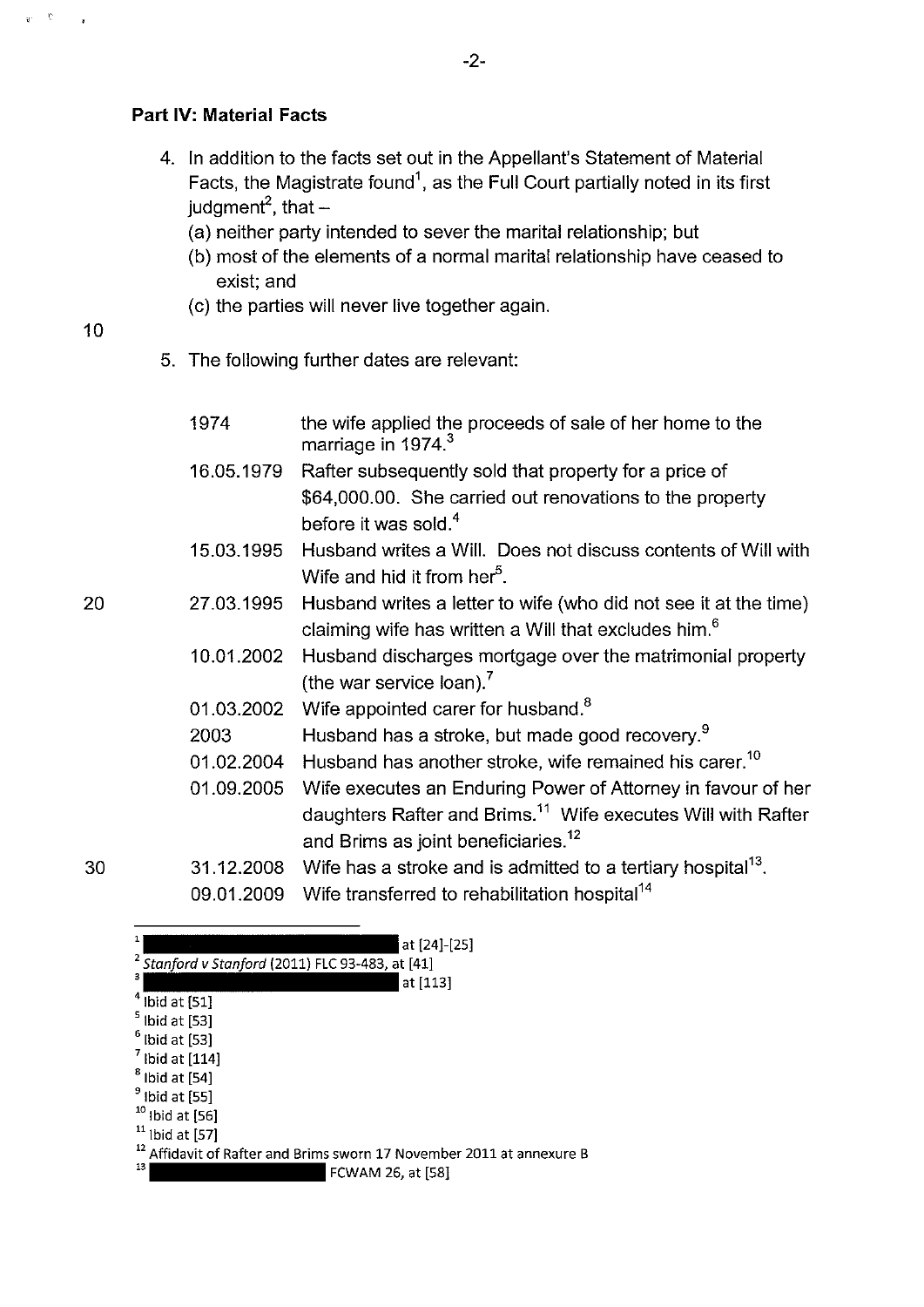**Part IV: Material Facts**

4. In addition to the facts set out in the Appellant's Statement of Material Facts, the Magistrate found[1], as the Full Court partially noted in its first judgment[2], that –
   (a) neither party intended to sever the marital relationship; but
   (b) most of the elements of a normal marital relationship have ceased to exist; and
   (c) the parties will never live together again.

5. The following further dates are relevant:

| | |
|---|---|
| 1974 | the wife applied the proceeds of sale of her home to the marriage in 1974.[3] |
| 16.05.1979 | Rafter subsequently sold that property for a price of $64,000.00. She carried out renovations to the property before it was sold.[4] |
| 15.03.1995 | Husband writes a Will. Does not discuss contents of Will with Wife and hid it from her[5]. |
| 27.03.1995 | Husband writes a letter to wife (who did not see it at the time) claiming wife has written a Will that excludes him.[6] |
| 10.01.2002 | Husband discharges mortgage over the matrimonial property (the war service loan).[7] |
| 01.03.2002 | Wife appointed carer for husband.[8] |
| 2003 | Husband has a stroke, but made good recovery.[9] |
| 01.02.2004 | Husband has another stroke, wife remained his carer.[10] |
| 01.09.2005 | Wife executes an Enduring Power of Attorney in favour of her daughters Rafter and Brims.[11] Wife executes Will with Rafter and Brims as joint beneficiaries.[12] |
| 31.12.2008 | Wife has a stroke and is admitted to a tertiary hospital[13]. |
| 09.01.2009 | Wife transferred to rehabilitation hospital[14] |

---

[1] ███ at [24]-[25]
[2] *Stanford v Stanford* (2011) FLC 93-483, at [41]
[3] ███ at [113]
[4] Ibid at [51]
[5] Ibid at [53]
[6] Ibid at [53]
[7] Ibid at [114]
[8] Ibid at [54]
[9] Ibid at [55]
[10] Ibid at [56]
[11] Ibid at [57]
[12] Affidavit of Rafter and Brims sworn 17 November 2011 at annexure B
[13] ███ FCWAM 26, at [58]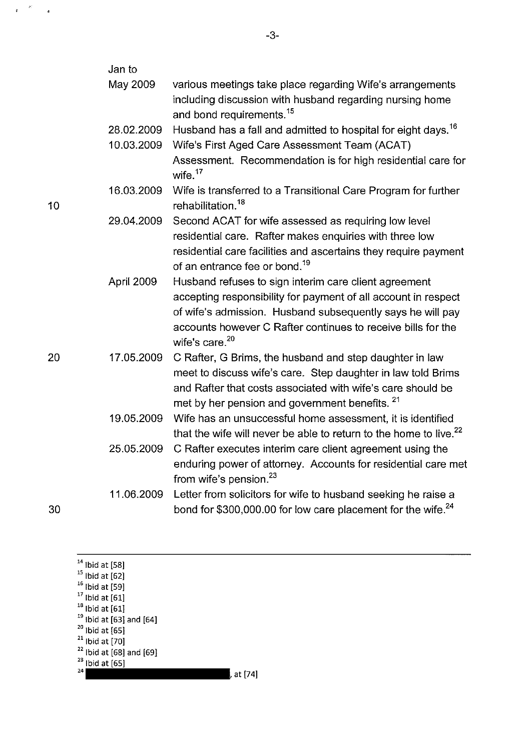| | |
|---|---|
| Jan to May 2009 | various meetings take place regarding Wife's arrangements including discussion with husband regarding nursing home and bond requirements.[15] |
| 28.02.2009 | Husband has a fall and admitted to hospital for eight days.[16] |
| 10.03.2009 | Wife's First Aged Care Assessment Team (ACAT) Assessment. Recommendation is for high residential care for wife.[17] |
| 16.03.2009 | Wife is transferred to a Transitional Care Program for further rehabilitation.[18] |
| 29.04.2009 | Second ACAT for wife assessed as requiring low level residential care. Rafter makes enquiries with three low residential care facilities and ascertains they require payment of an entrance fee or bond.[19] |
| April 2009 | Husband refuses to sign interim care client agreement accepting responsibility for payment of all account in respect of wife's admission. Husband subsequently says he will pay accounts however C Rafter continues to receive bills for the wife's care.[20] |
| 17.05.2009 | C Rafter, G Brims, the husband and step daughter in law meet to discuss wife's care. Step daughter in law told Brims and Rafter that costs associated with wife's care should be met by her pension and government benefits. [21] |
| 19.05.2009 | Wife has an unsuccessful home assessment, it is identified that the wife will never be able to return to the home to live.[22] |
| 25.05.2009 | C Rafter executes interim care client agreement using the enduring power of attorney. Accounts for residential care met from wife's pension.[23] |
| 11.06.2009 | Letter from solicitors for wife to husband seeking he raise a bond for $300,000.00 for low care placement for the wife.[24] |

---

[14] Ibid at [58]
[15] Ibid at [62]
[16] Ibid at [59]
[17] Ibid at [61]
[18] Ibid at [61]
[19] Ibid at [63] and [64]
[20] Ibid at [65]
[21] Ibid at [70]
[22] Ibid at [68] and [69]
[23] Ibid at [65]
[24] [redacted], at [74]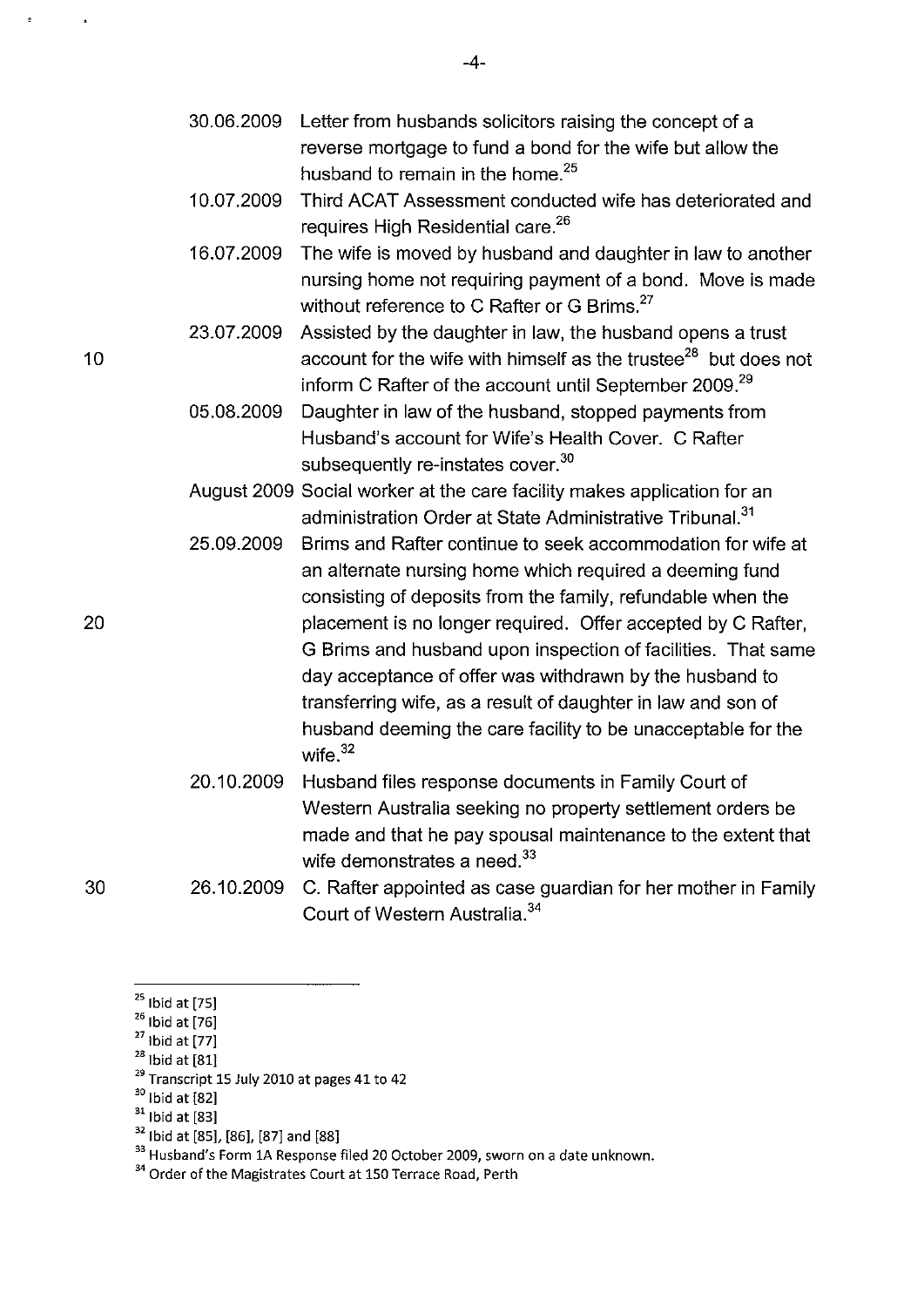| | |
|---|---|
| 30.06.2009 | Letter from husbands solicitors raising the concept of a reverse mortgage to fund a bond for the wife but allow the husband to remain in the home.[25] |
| 10.07.2009 | Third ACAT Assessment conducted wife has deteriorated and requires High Residential care.[26] |
| 16.07.2009 | The wife is moved by husband and daughter in law to another nursing home not requiring payment of a bond. Move is made without reference to C Rafter or G Brims.[27] |
| 23.07.2009 | Assisted by the daughter in law, the husband opens a trust account for the wife with himself as the trustee[28] but does not inform C Rafter of the account until September 2009.[29] |
| 05.08.2009 | Daughter in law of the husband, stopped payments from Husband's account for Wife's Health Cover. C Rafter subsequently re-instates cover.[30] |
| August 2009 | Social worker at the care facility makes application for an administration Order at State Administrative Tribunal.[31] |
| 25.09.2009 | Brims and Rafter continue to seek accommodation for wife at an alternate nursing home which required a deeming fund consisting of deposits from the family, refundable when the placement is no longer required. Offer accepted by C Rafter, G Brims and husband upon inspection of facilities. That same day acceptance of offer was withdrawn by the husband to transferring wife, as a result of daughter in law and son of husband deeming the care facility to be unacceptable for the wife.[32] |
| 20.10.2009 | Husband files response documents in Family Court of Western Australia seeking no property settlement orders be made and that he pay spousal maintenance to the extent that wife demonstrates a need.[33] |
| 26.10.2009 | C. Rafter appointed as case guardian for her mother in Family Court of Western Australia.[34] |

[25] Ibid at [75]
[26] Ibid at [76]
[27] Ibid at [77]
[28] Ibid at [81]
[29] Transcript 15 July 2010 at pages 41 to 42
[30] Ibid at [82]
[31] Ibid at [83]
[32] Ibid at [85], [86], [87] and [88]
[33] Husband's Form 1A Response filed 20 October 2009, sworn on a date unknown.
[34] Order of the Magistrates Court at 150 Terrace Road, Perth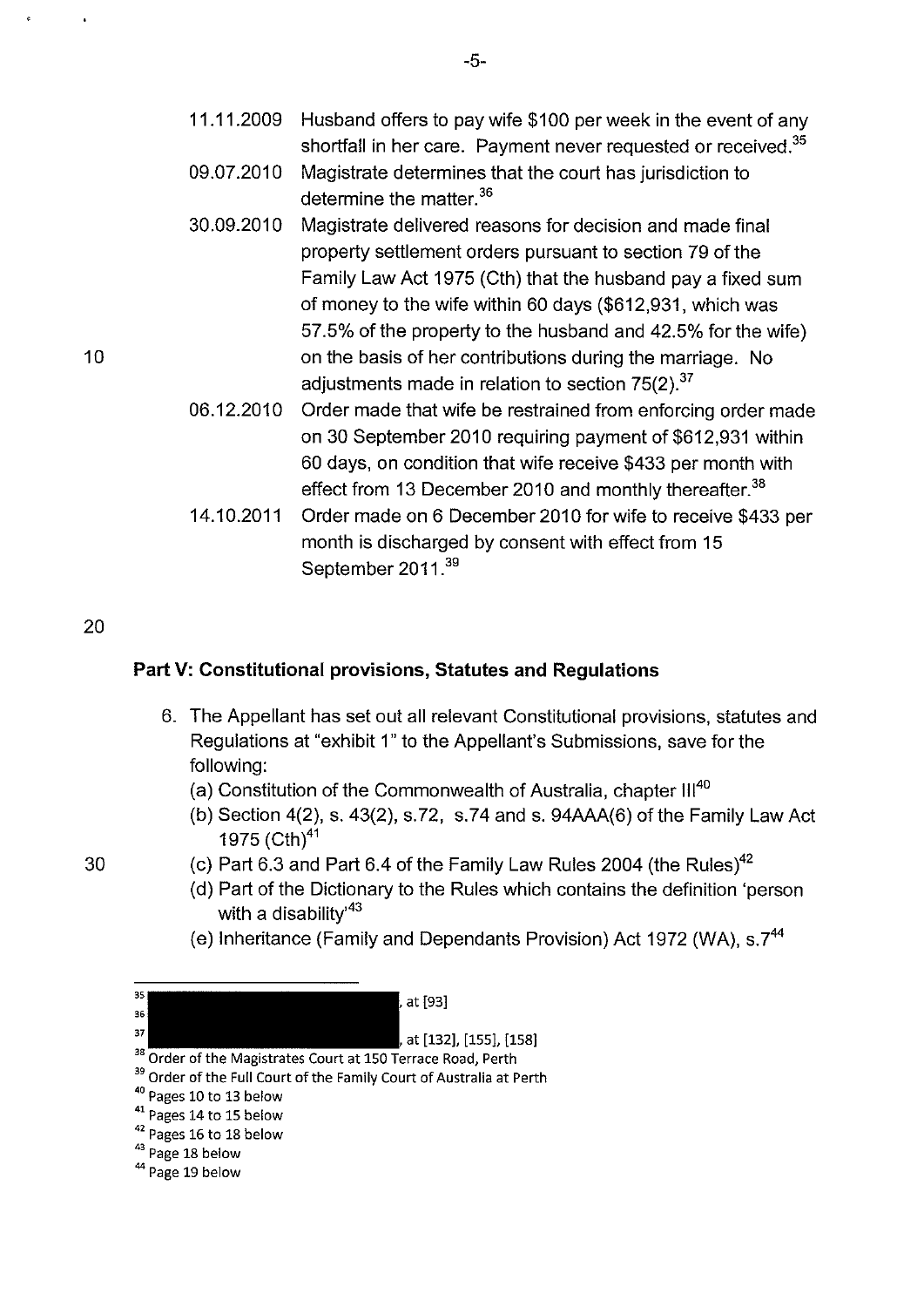| | |
|---|---|
| 11.11.2009 | Husband offers to pay wife $100 per week in the event of any shortfall in her care. Payment never requested or received.[35] |
| 09.07.2010 | Magistrate determines that the court has jurisdiction to determine the matter.[36] |
| 30.09.2010 | Magistrate delivered reasons for decision and made final property settlement orders pursuant to section 79 of the Family Law Act 1975 (Cth) that the husband pay a fixed sum of money to the wife within 60 days ($612,931, which was 57.5% of the property to the husband and 42.5% for the wife) on the basis of her contributions during the marriage. No adjustments made in relation to section 75(2).[37] |
| 06.12.2010 | Order made that wife be restrained from enforcing order made on 30 September 2010 requiring payment of $612,931 within 60 days, on condition that wife receive $433 per month with effect from 13 December 2010 and monthly thereafter.[38] |
| 14.10.2011 | Order made on 6 December 2010 for wife to receive $433 per month is discharged by consent with effect from 15 September 2011.[39] |

## Part V: Constitutional provisions, Statutes and Regulations

6. The Appellant has set out all relevant Constitutional provisions, statutes and Regulations at "exhibit 1" to the Appellant's Submissions, save for the following:
   (a) Constitution of the Commonwealth of Australia, chapter III[40]
   (b) Section 4(2), s. 43(2), s.72, s.74 and s. 94AAA(6) of the Family Law Act 1975 (Cth)[41]
   (c) Part 6.3 and Part 6.4 of the Family Law Rules 2004 (the Rules)[42]
   (d) Part of the Dictionary to the Rules which contains the definition 'person with a disability'[43]
   (e) Inheritance (Family and Dependants Provision) Act 1972 (WA), s.7[44]

---

[35] [redacted], at [93]
[36] [redacted]
[37] [redacted], at [132], [155], [158]
[38] Order of the Magistrates Court at 150 Terrace Road, Perth
[39] Order of the Full Court of the Family Court of Australia at Perth
[40] Pages 10 to 13 below
[41] Pages 14 to 15 below
[42] Pages 16 to 18 below
[43] Page 18 below
[44] Page 19 below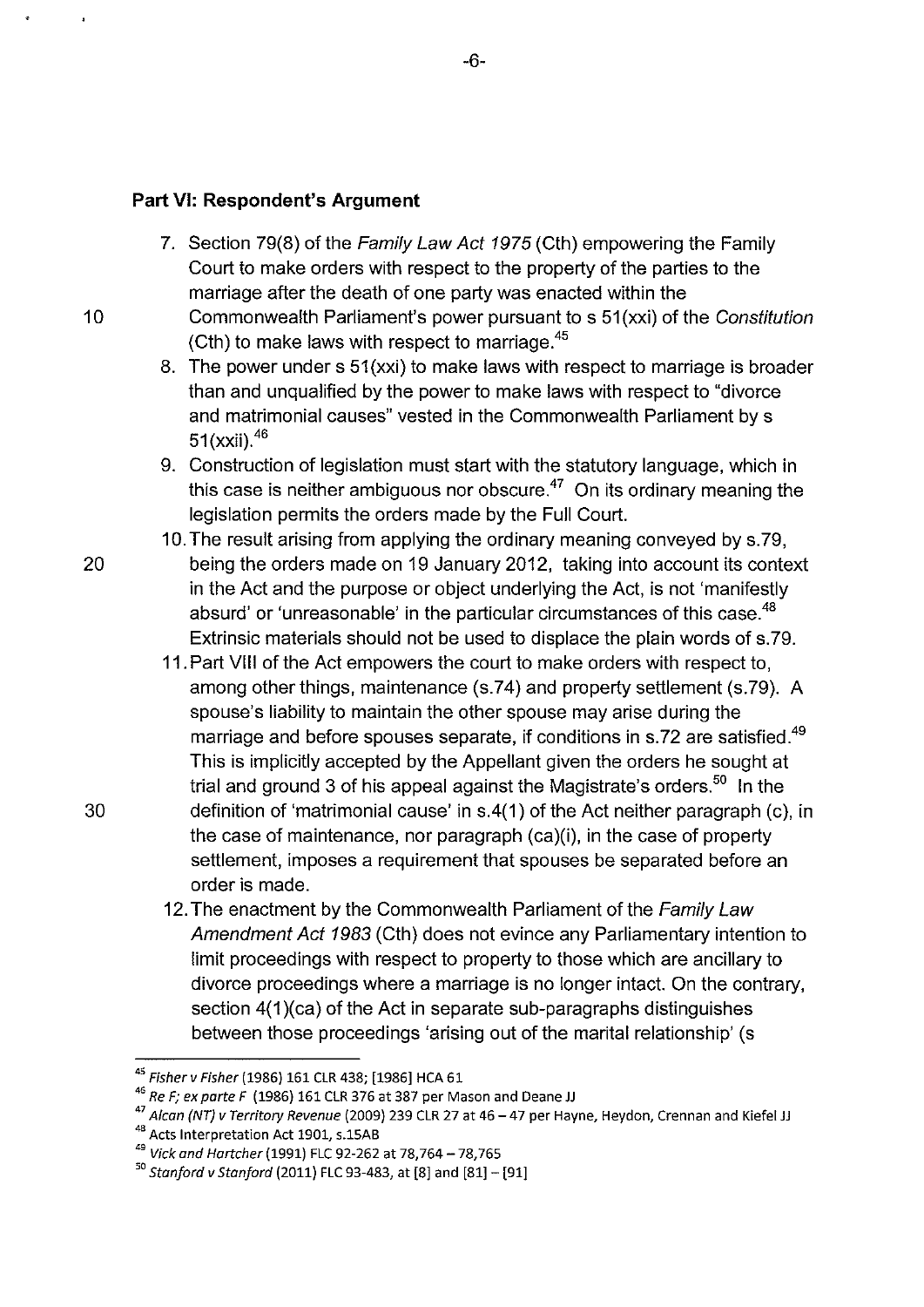**Part VI: Respondent's Argument**

7. Section 79(8) of the *Family Law Act 1975* (Cth) empowering the Family Court to make orders with respect to the property of the parties to the marriage after the death of one party was enacted within the Commonwealth Parliament's power pursuant to s 51(xxi) of the *Constitution* (Cth) to make laws with respect to marriage.[45]
8. The power under s 51(xxi) to make laws with respect to marriage is broader than and unqualified by the power to make laws with respect to "divorce and matrimonial causes" vested in the Commonwealth Parliament by s 51(xxii).[46]
9. Construction of legislation must start with the statutory language, which in this case is neither ambiguous nor obscure.[47] On its ordinary meaning the legislation permits the orders made by the Full Court.
10. The result arising from applying the ordinary meaning conveyed by s.79, being the orders made on 19 January 2012, taking into account its context in the Act and the purpose or object underlying the Act, is not 'manifestly absurd' or 'unreasonable' in the particular circumstances of this case.[48] Extrinsic materials should not be used to displace the plain words of s.79.
11. Part VIII of the Act empowers the court to make orders with respect to, among other things, maintenance (s.74) and property settlement (s.79). A spouse's liability to maintain the other spouse may arise during the marriage and before spouses separate, if conditions in s.72 are satisfied.[49] This is implicitly accepted by the Appellant given the orders he sought at trial and ground 3 of his appeal against the Magistrate's orders.[50] In the definition of 'matrimonial cause' in s.4(1) of the Act neither paragraph (c), in the case of maintenance, nor paragraph (ca)(i), in the case of property settlement, imposes a requirement that spouses be separated before an order is made.
12. The enactment by the Commonwealth Parliament of the *Family Law Amendment Act 1983* (Cth) does not evince any Parliamentary intention to limit proceedings with respect to property to those which are ancillary to divorce proceedings where a marriage is no longer intact. On the contrary, section 4(1)(ca) of the Act in separate sub-paragraphs distinguishes between those proceedings 'arising out of the marital relationship' (s

---

[45] *Fisher v Fisher* (1986) 161 CLR 438; [1986] HCA 61

[46] *Re F; ex parte F* (1986) 161 CLR 376 at 387 per Mason and Deane JJ

[47] *Alcan (NT) v Territory Revenue* (2009) 239 CLR 27 at 46 – 47 per Hayne, Heydon, Crennan and Kiefel JJ

[48] Acts Interpretation Act 1901, s.15AB

[49] *Vick and Hartcher* (1991) FLC 92-262 at 78,764 – 78,765

[50] *Stanford v Stanford* (2011) FLC 93-483, at [8] and [81] – [91]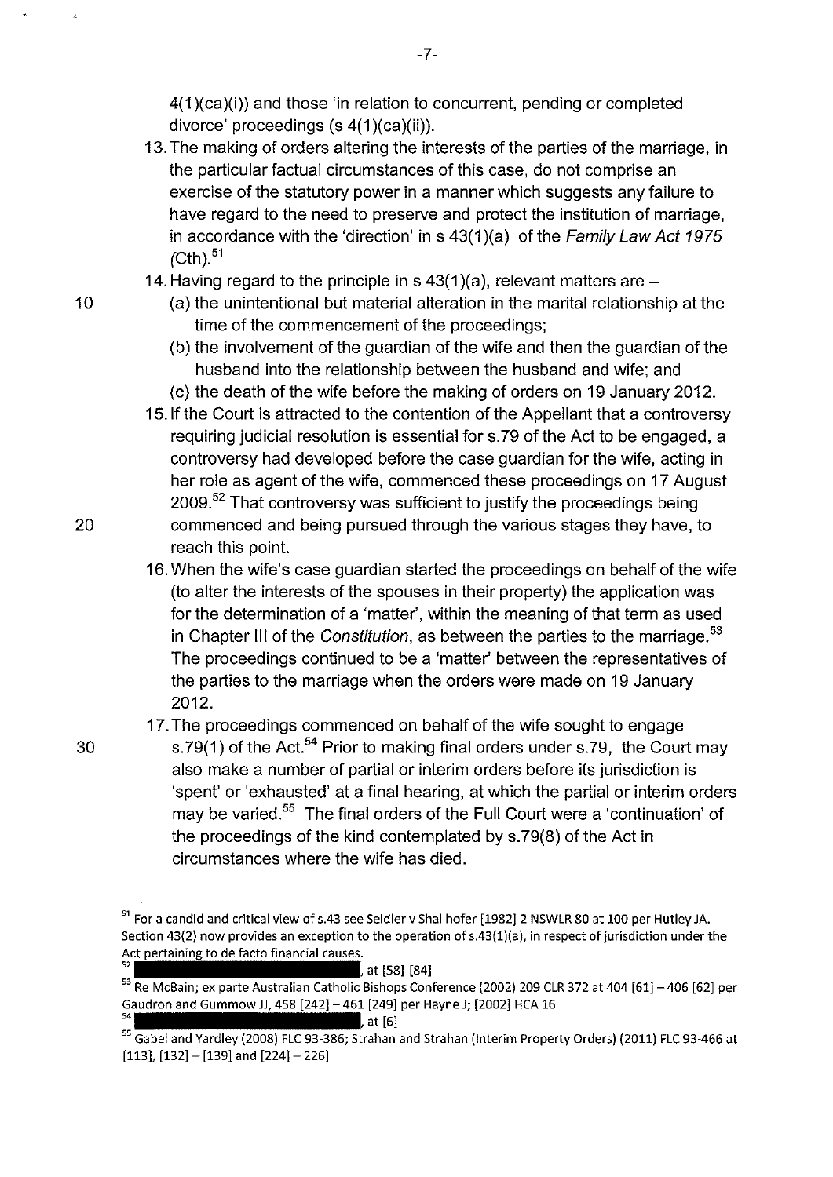4(1)(ca)(i)) and those 'in relation to concurrent, pending or completed divorce' proceedings (s 4(1)(ca)(ii)).

13. The making of orders altering the interests of the parties of the marriage, in the particular factual circumstances of this case, do not comprise an exercise of the statutory power in a manner which suggests any failure to have regard to the need to preserve and protect the institution of marriage, in accordance with the 'direction' in s 43(1)(a) of the *Family Law Act 1975* (Cth).[51]

14. Having regard to the principle in s 43(1)(a), relevant matters are –
    (a) the unintentional but material alteration in the marital relationship at the time of the commencement of the proceedings;
    (b) the involvement of the guardian of the wife and then the guardian of the husband into the relationship between the husband and wife; and
    (c) the death of the wife before the making of orders on 19 January 2012.

15. If the Court is attracted to the contention of the Appellant that a controversy requiring judicial resolution is essential for s.79 of the Act to be engaged, a controversy had developed before the case guardian for the wife, acting in her role as agent of the wife, commenced these proceedings on 17 August 2009.[52] That controversy was sufficient to justify the proceedings being commenced and being pursued through the various stages they have, to reach this point.

16. When the wife's case guardian started the proceedings on behalf of the wife (to alter the interests of the spouses in their property) the application was for the determination of a 'matter', within the meaning of that term as used in Chapter III of the *Constitution*, as between the parties to the marriage.[53] The proceedings continued to be a 'matter' between the representatives of the parties to the marriage when the orders were made on 19 January 2012.

17. The proceedings commenced on behalf of the wife sought to engage s.79(1) of the Act.[54] Prior to making final orders under s.79, the Court may also make a number of partial or interim orders before its jurisdiction is 'spent' or 'exhausted' at a final hearing, at which the partial or interim orders may be varied.[55] The final orders of the Full Court were a 'continuation' of the proceedings of the kind contemplated by s.79(8) of the Act in circumstances where the wife has died.

---

[51] For a candid and critical view of s.43 see Seidler v Shallhofer [1982] 2 NSWLR 80 at 100 per Hutley JA. Section 43(2) now provides an exception to the operation of s.43(1)(a), in respect of jurisdiction under the Act pertaining to de facto financial causes.

[52] [redacted], at [58]-[84]

[53] Re McBain; ex parte Australian Catholic Bishops Conference (2002) 209 CLR 372 at 404 [61] – 406 [62] per Gaudron and Gummow JJ, 458 [242] – 461 [249] per Hayne J; [2002] HCA 16

[54] [redacted], at [6]

[55] Gabel and Yardley (2008) FLC 93-386; Strahan and Strahan (Interim Property Orders) (2011) FLC 93-466 at [113], [132] – [139] and [224] – 226]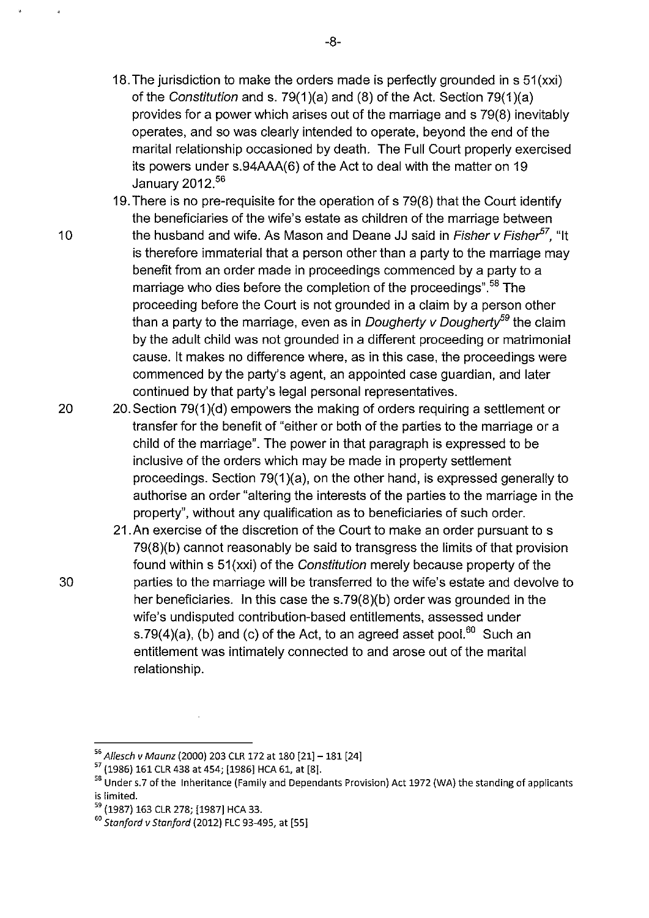18. The jurisdiction to make the orders made is perfectly grounded in s 51(xxi) of the *Constitution* and s. 79(1)(a) and (8) of the Act. Section 79(1)(a) provides for a power which arises out of the marriage and s 79(8) inevitably operates, and so was clearly intended to operate, beyond the end of the marital relationship occasioned by death. The Full Court properly exercised its powers under s.94AAA(6) of the Act to deal with the matter on 19 January 2012.[56]

19. There is no pre-requisite for the operation of s 79(8) that the Court identify the beneficiaries of the wife's estate as children of the marriage between the husband and wife. As Mason and Deane JJ said in *Fisher v Fisher*[57], "It is therefore immaterial that a person other than a party to the marriage may benefit from an order made in proceedings commenced by a party to a marriage who dies before the completion of the proceedings".[58] The proceeding before the Court is not grounded in a claim by a person other than a party to the marriage, even as in *Dougherty v Dougherty*[59] the claim by the adult child was not grounded in a different proceeding or matrimonial cause. It makes no difference where, as in this case, the proceedings were commenced by the party's agent, an appointed case guardian, and later continued by that party's legal personal representatives.

20. Section 79(1)(d) empowers the making of orders requiring a settlement or transfer for the benefit of "either or both of the parties to the marriage or a child of the marriage". The power in that paragraph is expressed to be inclusive of the orders which may be made in property settlement proceedings. Section 79(1)(a), on the other hand, is expressed generally to authorise an order "altering the interests of the parties to the marriage in the property", without any qualification as to beneficiaries of such order.

21. An exercise of the discretion of the Court to make an order pursuant to s 79(8)(b) cannot reasonably be said to transgress the limits of that provision found within s 51(xxi) of the *Constitution* merely because property of the parties to the marriage will be transferred to the wife's estate and devolve to her beneficiaries. In this case the s.79(8)(b) order was grounded in the wife's undisputed contribution-based entitlements, assessed under s.79(4)(a), (b) and (c) of the Act, to an agreed asset pool.[60] Such an entitlement was intimately connected to and arose out of the marital relationship.

---

[56] *Allesch v Maunz* (2000) 203 CLR 172 at 180 [21] – 181 [24]

[57] (1986) 161 CLR 438 at 454; [1986] HCA 61, at [8].

[58] Under s.7 of the Inheritance (Family and Dependants Provision) Act 1972 (WA) the standing of applicants is limited.

[59] (1987) 163 CLR 278; [1987] HCA 33.

[60] *Stanford v Stanford* (2012) FLC 93-495, at [55]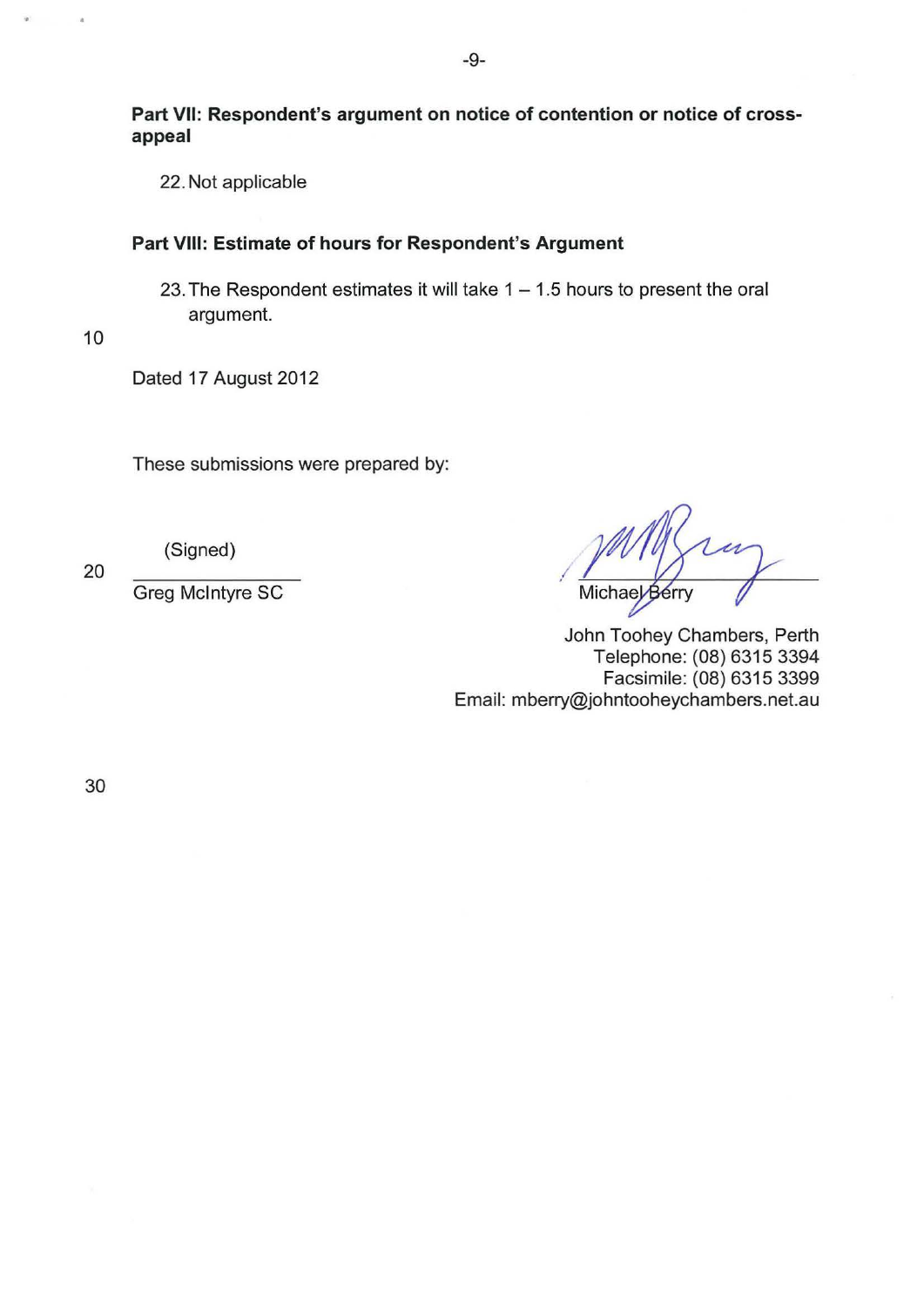**Part VII: Respondent's argument on notice of contention or notice of cross-appeal**

22. Not applicable

**Part VIII: Estimate of hours for Respondent's Argument**

23. The Respondent estimates it will take 1 – 1.5 hours to present the oral argument.

Dated 17 August 2012

These submissions were prepared by:

(Signed)

Greg McIntyre SC

Michael Berry

John Toohey Chambers, Perth
Telephone: (08) 6315 3394
Facsimile: (08) 6315 3399
Email: mberry@johntooheychambers.net.au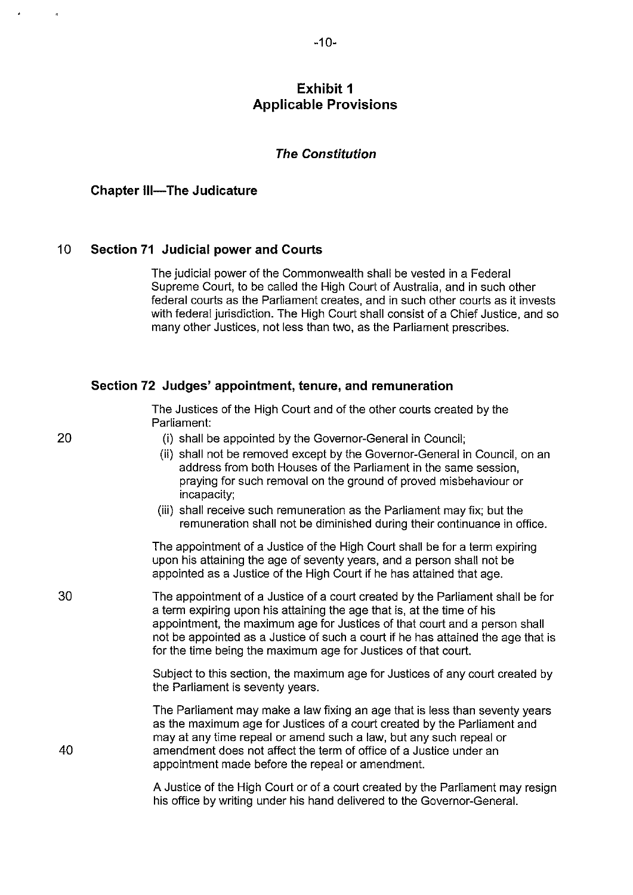## Exhibit 1
## Applicable Provisions

### *The Constitution*

### Chapter III—The Judicature

#### Section 71 Judicial power and Courts

The judicial power of the Commonwealth shall be vested in a Federal Supreme Court, to be called the High Court of Australia, and in such other federal courts as the Parliament creates, and in such other courts as it invests with federal jurisdiction. The High Court shall consist of a Chief Justice, and so many other Justices, not less than two, as the Parliament prescribes.

#### Section 72 Judges' appointment, tenure, and remuneration

The Justices of the High Court and of the other courts created by the Parliament:

(i) shall be appointed by the Governor-General in Council;

(ii) shall not be removed except by the Governor-General in Council, on an address from both Houses of the Parliament in the same session, praying for such removal on the ground of proved misbehaviour or incapacity;

(iii) shall receive such remuneration as the Parliament may fix; but the remuneration shall not be diminished during their continuance in office.

The appointment of a Justice of the High Court shall be for a term expiring upon his attaining the age of seventy years, and a person shall not be appointed as a Justice of the High Court if he has attained that age.

The appointment of a Justice of a court created by the Parliament shall be for a term expiring upon his attaining the age that is, at the time of his appointment, the maximum age for Justices of that court and a person shall not be appointed as a Justice of such a court if he has attained the age that is for the time being the maximum age for Justices of that court.

Subject to this section, the maximum age for Justices of any court created by the Parliament is seventy years.

The Parliament may make a law fixing an age that is less than seventy years as the maximum age for Justices of a court created by the Parliament and may at any time repeal or amend such a law, but any such repeal or amendment does not affect the term of office of a Justice under an appointment made before the repeal or amendment.

A Justice of the High Court or of a court created by the Parliament may resign his office by writing under his hand delivered to the Governor-General.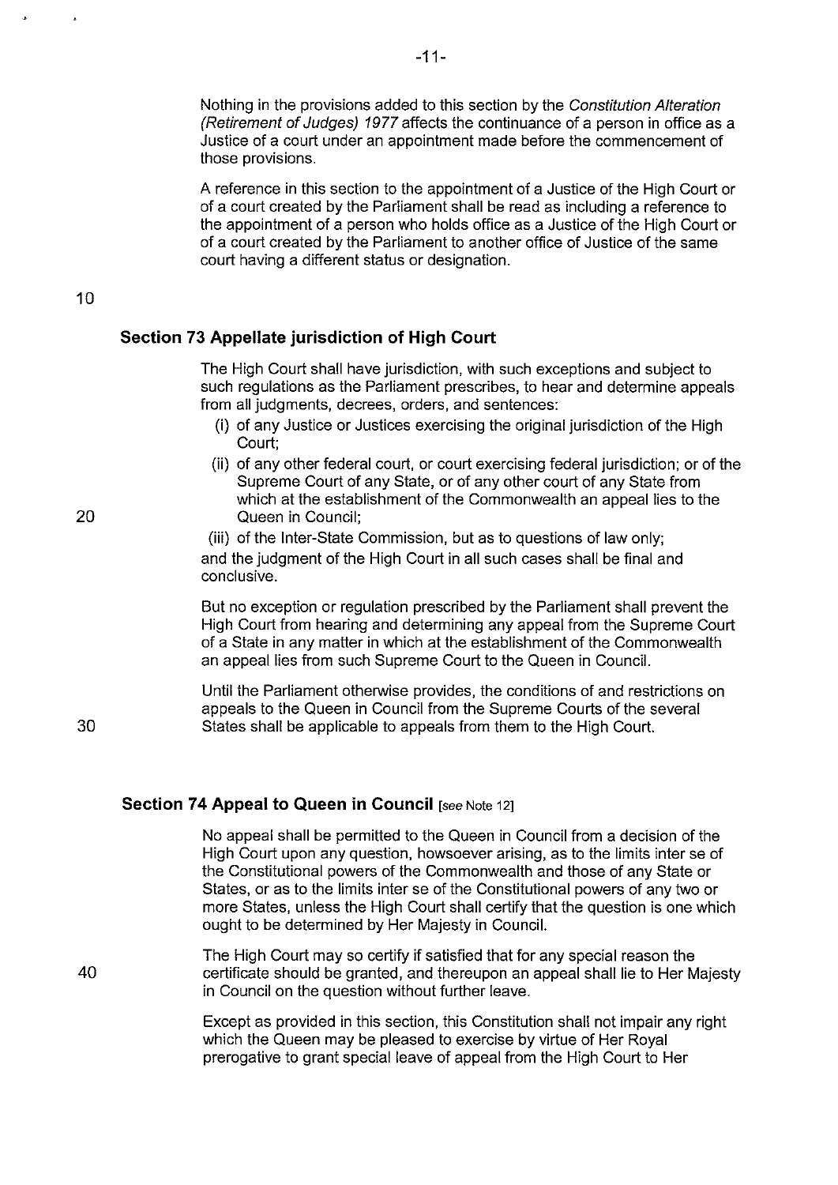Nothing in the provisions added to this section by the *Constitution Alteration (Retirement of Judges) 1977* affects the continuance of a person in office as a Justice of a court under an appointment made before the commencement of those provisions.

A reference in this section to the appointment of a Justice of the High Court or of a court created by the Parliament shall be read as including a reference to the appointment of a person who holds office as a Justice of the High Court or of a court created by the Parliament to another office of Justice of the same court having a different status or designation.

### Section 73 Appellate jurisdiction of High Court

The High Court shall have jurisdiction, with such exceptions and subject to such regulations as the Parliament prescribes, to hear and determine appeals from all judgments, decrees, orders, and sentences:

(i) of any Justice or Justices exercising the original jurisdiction of the High Court;

(ii) of any other federal court, or court exercising federal jurisdiction; or of the Supreme Court of any State, or of any other court of any State from which at the establishment of the Commonwealth an appeal lies to the Queen in Council;

(iii) of the Inter-State Commission, but as to questions of law only;

and the judgment of the High Court in all such cases shall be final and conclusive.

But no exception or regulation prescribed by the Parliament shall prevent the High Court from hearing and determining any appeal from the Supreme Court of a State in any matter in which at the establishment of the Commonwealth an appeal lies from such Supreme Court to the Queen in Council.

Until the Parliament otherwise provides, the conditions of and restrictions on appeals to the Queen in Council from the Supreme Courts of the several States shall be applicable to appeals from them to the High Court.

### Section 74 Appeal to Queen in Council [*see* Note 12]

No appeal shall be permitted to the Queen in Council from a decision of the High Court upon any question, howsoever arising, as to the limits inter se of the Constitutional powers of the Commonwealth and those of any State or States, or as to the limits inter se of the Constitutional powers of any two or more States, unless the High Court shall certify that the question is one which ought to be determined by Her Majesty in Council.

The High Court may so certify if satisfied that for any special reason the certificate should be granted, and thereupon an appeal shall lie to Her Majesty in Council on the question without further leave.

Except as provided in this section, this Constitution shall not impair any right which the Queen may be pleased to exercise by virtue of Her Royal prerogative to grant special leave of appeal from the High Court to Her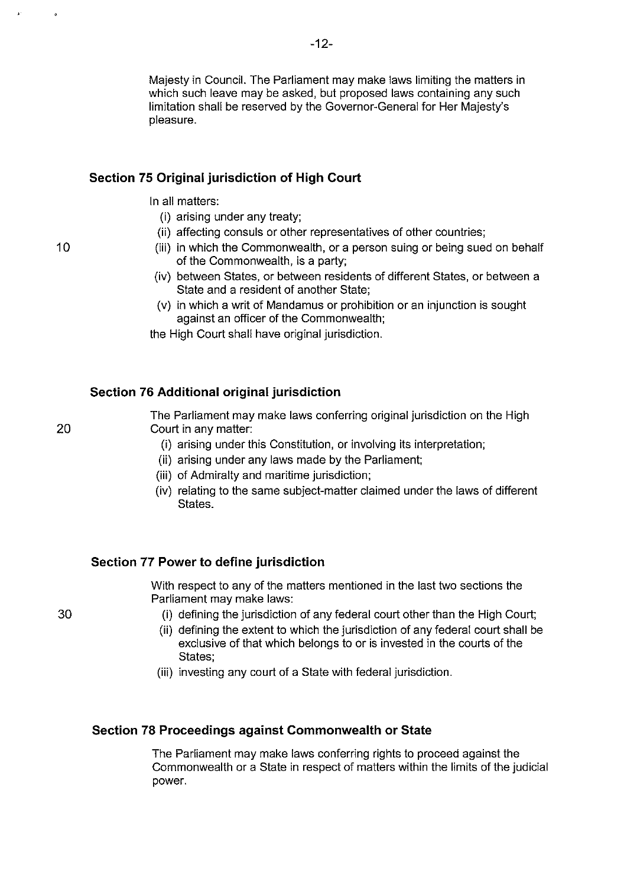Majesty in Council. The Parliament may make laws limiting the matters in which such leave may be asked, but proposed laws containing any such limitation shall be reserved by the Governor-General for Her Majesty's pleasure.

### Section 75 Original jurisdiction of High Court

In all matters:

(i) arising under any treaty;
(ii) affecting consuls or other representatives of other countries;
(iii) in which the Commonwealth, or a person suing or being sued on behalf of the Commonwealth, is a party;
(iv) between States, or between residents of different States, or between a State and a resident of another State;
(v) in which a writ of Mandamus or prohibition or an injunction is sought against an officer of the Commonwealth;

the High Court shall have original jurisdiction.

### Section 76 Additional original jurisdiction

The Parliament may make laws conferring original jurisdiction on the High Court in any matter:

(i) arising under this Constitution, or involving its interpretation;
(ii) arising under any laws made by the Parliament;
(iii) of Admiralty and maritime jurisdiction;
(iv) relating to the same subject-matter claimed under the laws of different States.

### Section 77 Power to define jurisdiction

With respect to any of the matters mentioned in the last two sections the Parliament may make laws:

(i) defining the jurisdiction of any federal court other than the High Court;
(ii) defining the extent to which the jurisdiction of any federal court shall be exclusive of that which belongs to or is invested in the courts of the States;
(iii) investing any court of a State with federal jurisdiction.

### Section 78 Proceedings against Commonwealth or State

The Parliament may make laws conferring rights to proceed against the Commonwealth or a State in respect of matters within the limits of the judicial power.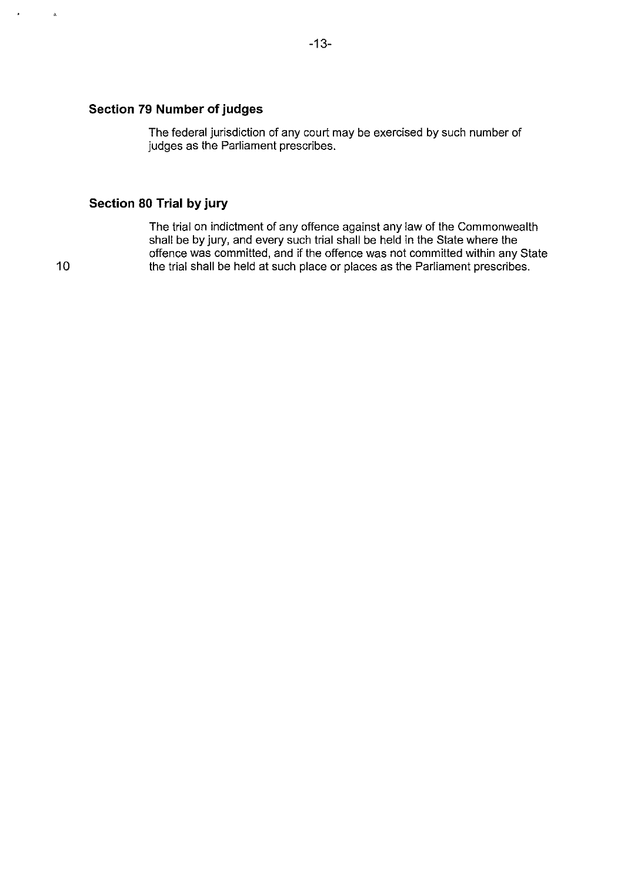### Section 79 Number of judges

The federal jurisdiction of any court may be exercised by such number of judges as the Parliament prescribes.

### Section 80 Trial by jury

The trial on indictment of any offence against any law of the Commonwealth shall be by jury, and every such trial shall be held in the State where the offence was committed, and if the offence was not committed within any State the trial shall be held at such place or places as the Parliament prescribes.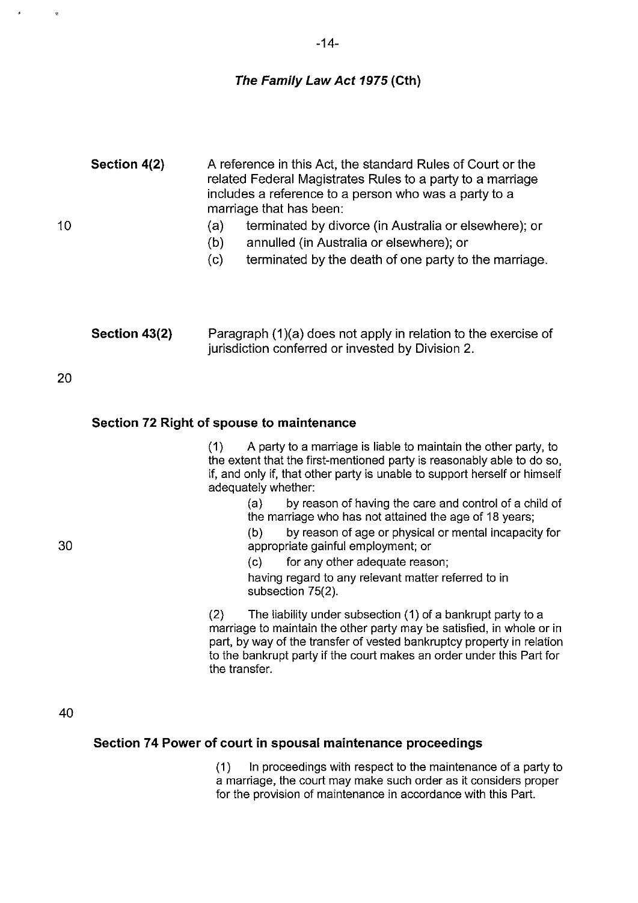## *The Family Law Act 1975* (Cth)

**Section 4(2)** A reference in this Act, the standard Rules of Court or the related Federal Magistrates Rules to a party to a marriage includes a reference to a person who was a party to a marriage that has been:

(a) terminated by divorce (in Australia or elsewhere); or

(b) annulled (in Australia or elsewhere); or

(c) terminated by the death of one party to the marriage.

**Section 43(2)** Paragraph (1)(a) does not apply in relation to the exercise of jurisdiction conferred or invested by Division 2.

### Section 72 Right of spouse to maintenance

(1) A party to a marriage is liable to maintain the other party, to the extent that the first-mentioned party is reasonably able to do so, if, and only if, that other party is unable to support herself or himself adequately whether:

> (a) by reason of having the care and control of a child of the marriage who has not attained the age of 18 years;
>
> (b) by reason of age or physical or mental incapacity for appropriate gainful employment; or
>
> (c) for any other adequate reason;
>
> having regard to any relevant matter referred to in subsection 75(2).

(2) The liability under subsection (1) of a bankrupt party to a marriage to maintain the other party may be satisfied, in whole or in part, by way of the transfer of vested bankruptcy property in relation to the bankrupt party if the court makes an order under this Part for the transfer.

### Section 74 Power of court in spousal maintenance proceedings

(1) In proceedings with respect to the maintenance of a party to a marriage, the court may make such order as it considers proper for the provision of maintenance in accordance with this Part.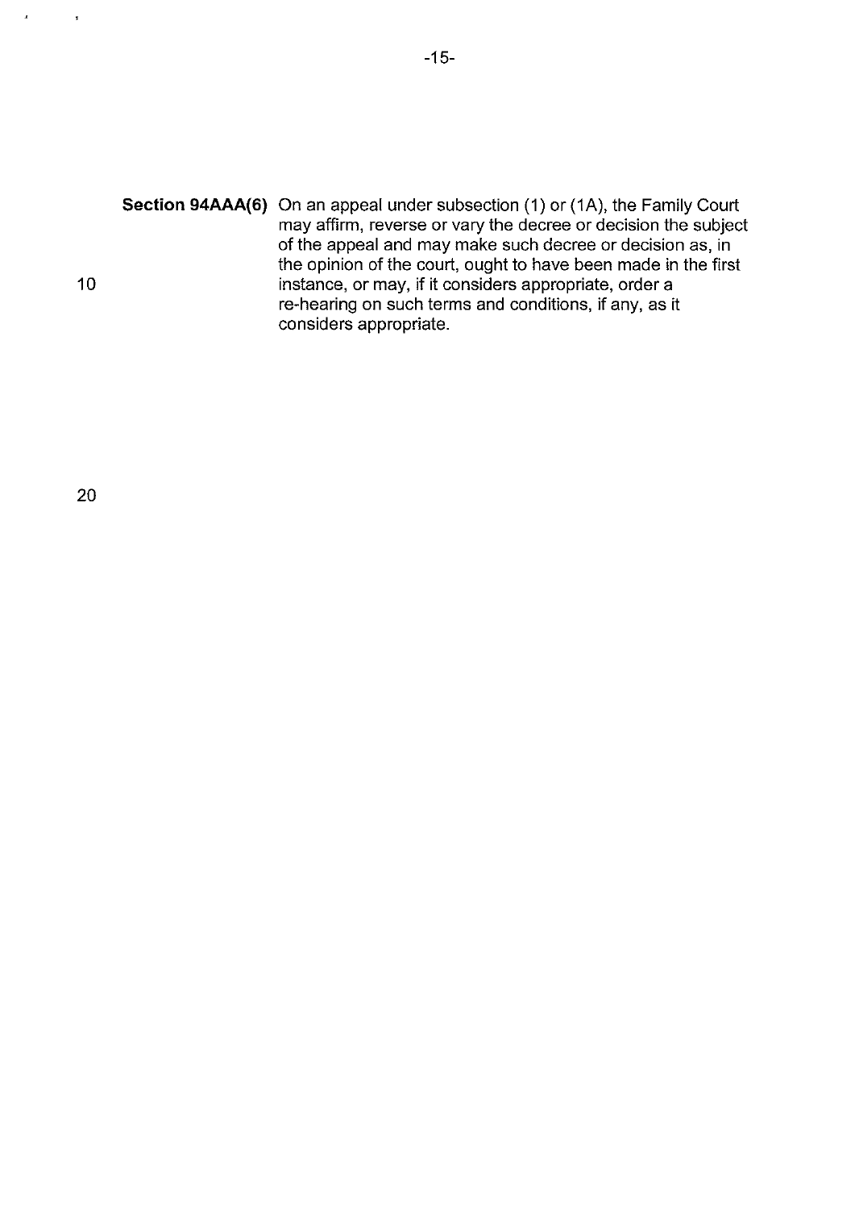**Section 94AAA(6)** On an appeal under subsection (1) or (1A), the Family Court may affirm, reverse or vary the decree or decision the subject of the appeal and may make such decree or decision as, in the opinion of the court, ought to have been made in the first instance, or may, if it considers appropriate, order a re-hearing on such terms and conditions, if any, as it considers appropriate.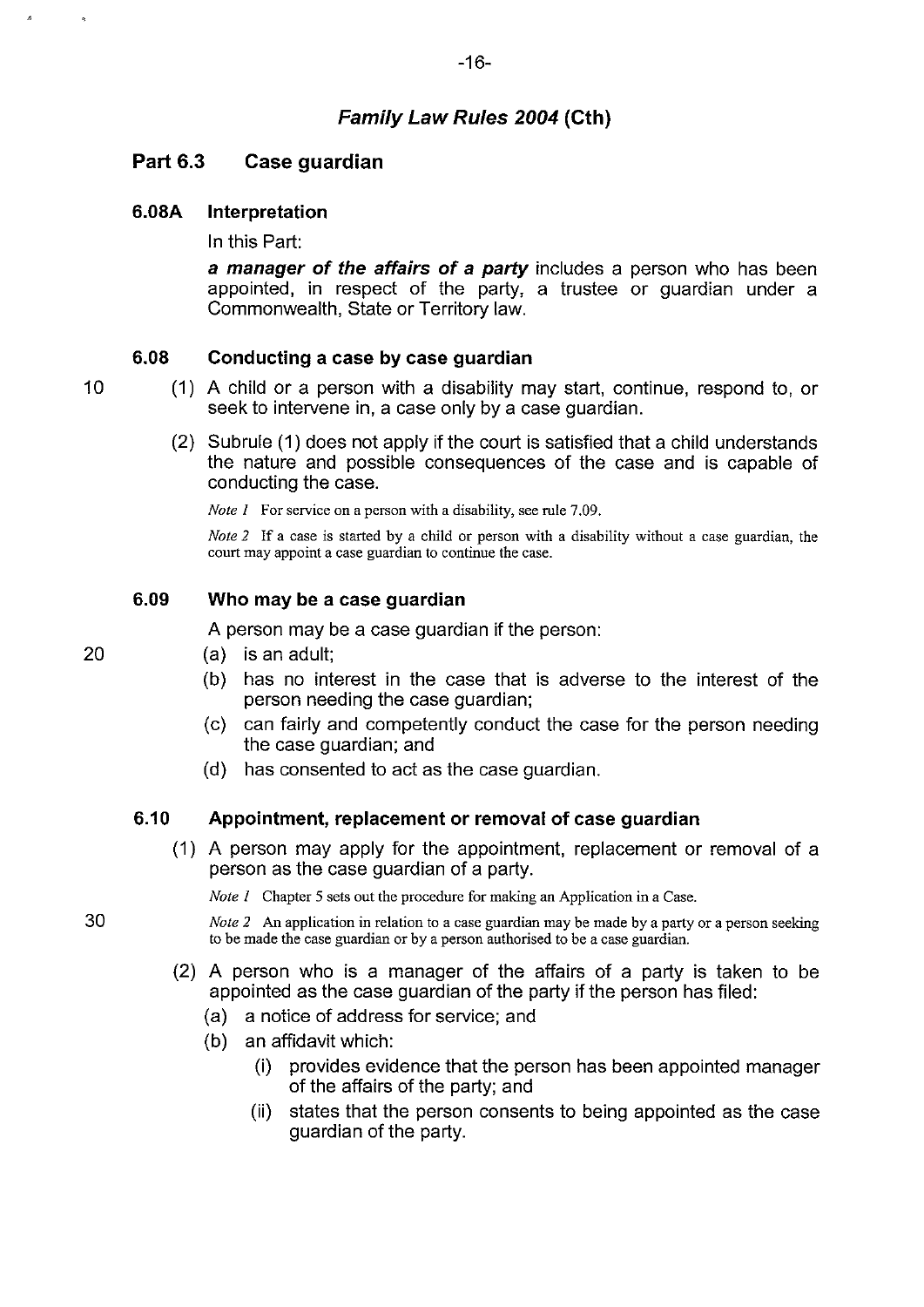## *Family Law Rules 2004* (Cth)

### Part 6.3 Case guardian

#### 6.08A Interpretation

In this Part:

***a manager of the affairs of a party*** includes a person who has been appointed, in respect of the party, a trustee or guardian under a Commonwealth, State or Territory law.

#### 6.08 Conducting a case by case guardian

(1) A child or a person with a disability may start, continue, respond to, or seek to intervene in, a case only by a case guardian.

(2) Subrule (1) does not apply if the court is satisfied that a child understands the nature and possible consequences of the case and is capable of conducting the case.

*Note 1* For service on a person with a disability, see rule 7.09.

*Note 2* If a case is started by a child or person with a disability without a case guardian, the court may appoint a case guardian to continue the case.

#### 6.09 Who may be a case guardian

A person may be a case guardian if the person:

(a) is an adult;

(b) has no interest in the case that is adverse to the interest of the person needing the case guardian;

(c) can fairly and competently conduct the case for the person needing the case guardian; and

(d) has consented to act as the case guardian.

#### 6.10 Appointment, replacement or removal of case guardian

(1) A person may apply for the appointment, replacement or removal of a person as the case guardian of a party.

*Note 1* Chapter 5 sets out the procedure for making an Application in a Case.

*Note 2* An application in relation to a case guardian may be made by a party or a person seeking to be made the case guardian or by a person authorised to be a case guardian.

(2) A person who is a manager of the affairs of a party is taken to be appointed as the case guardian of the party if the person has filed:

(a) a notice of address for service; and

(b) an affidavit which:

(i) provides evidence that the person has been appointed manager of the affairs of the party; and

(ii) states that the person consents to being appointed as the case guardian of the party.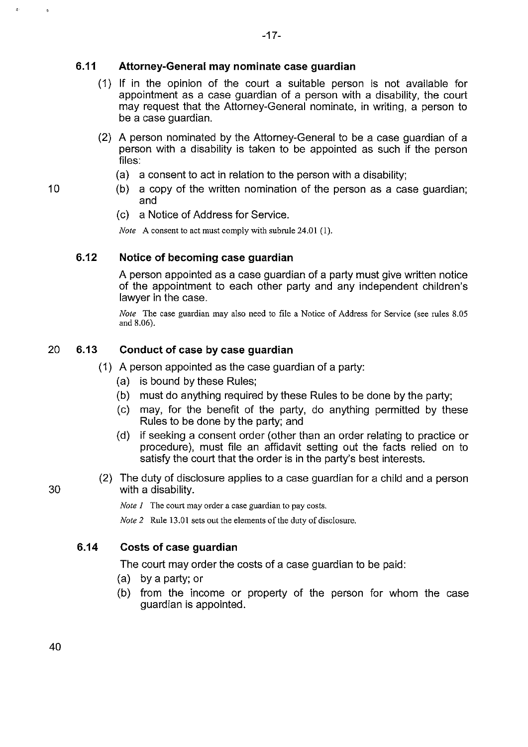### 6.11 Attorney-General may nominate case guardian

(1) If in the opinion of the court a suitable person is not available for appointment as a case guardian of a person with a disability, the court may request that the Attorney-General nominate, in writing, a person to be a case guardian.

(2) A person nominated by the Attorney-General to be a case guardian of a person with a disability is taken to be appointed as such if the person files:

(a) a consent to act in relation to the person with a disability;

(b) a copy of the written nomination of the person as a case guardian; and

(c) a Notice of Address for Service.

*Note* A consent to act must comply with subrule 24.01 (1).

### 6.12 Notice of becoming case guardian

A person appointed as a case guardian of a party must give written notice of the appointment to each other party and any independent children's lawyer in the case.

*Note* The case guardian may also need to file a Notice of Address for Service (see rules 8.05 and 8.06).

### 6.13 Conduct of case by case guardian

(1) A person appointed as the case guardian of a party:

(a) is bound by these Rules;

(b) must do anything required by these Rules to be done by the party;

(c) may, for the benefit of the party, do anything permitted by these Rules to be done by the party; and

(d) if seeking a consent order (other than an order relating to practice or procedure), must file an affidavit setting out the facts relied on to satisfy the court that the order is in the party's best interests.

(2) The duty of disclosure applies to a case guardian for a child and a person with a disability.

*Note 1* The court may order a case guardian to pay costs.

*Note 2* Rule 13.01 sets out the elements of the duty of disclosure.

### 6.14 Costs of case guardian

The court may order the costs of a case guardian to be paid:

(a) by a party; or

(b) from the income or property of the person for whom the case guardian is appointed.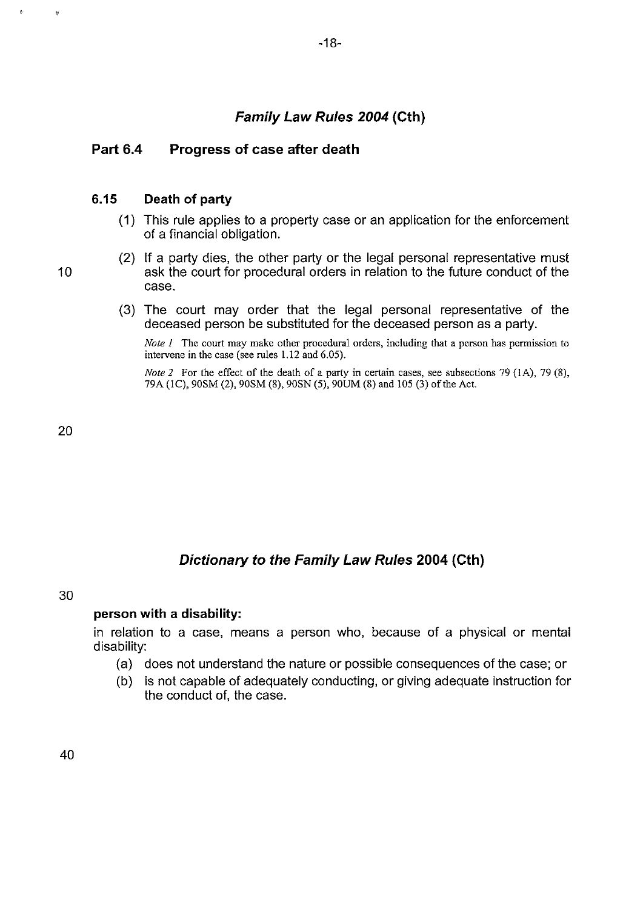## *Family Law Rules 2004* (Cth)

### Part 6.4 Progress of case after death

#### 6.15 Death of party

(1) This rule applies to a property case or an application for the enforcement of a financial obligation.

(2) If a party dies, the other party or the legal personal representative must ask the court for procedural orders in relation to the future conduct of the case.

(3) The court may order that the legal personal representative of the deceased person be substituted for the deceased person as a party.

*Note 1* The court may make other procedural orders, including that a person has permission to intervene in the case (see rules 1.12 and 6.05).

*Note 2* For the effect of the death of a party in certain cases, see subsections 79 (1A), 79 (8), 79A (1C), 90SM (2), 90SM (8), 90SN (5), 90UM (8) and 105 (3) of the Act.

## *Dictionary to the Family Law Rules* 2004 (Cth)

**person with a disability:**

in relation to a case, means a person who, because of a physical or mental disability:

(a) does not understand the nature or possible consequences of the case; or

(b) is not capable of adequately conducting, or giving adequate instruction for the conduct of, the case.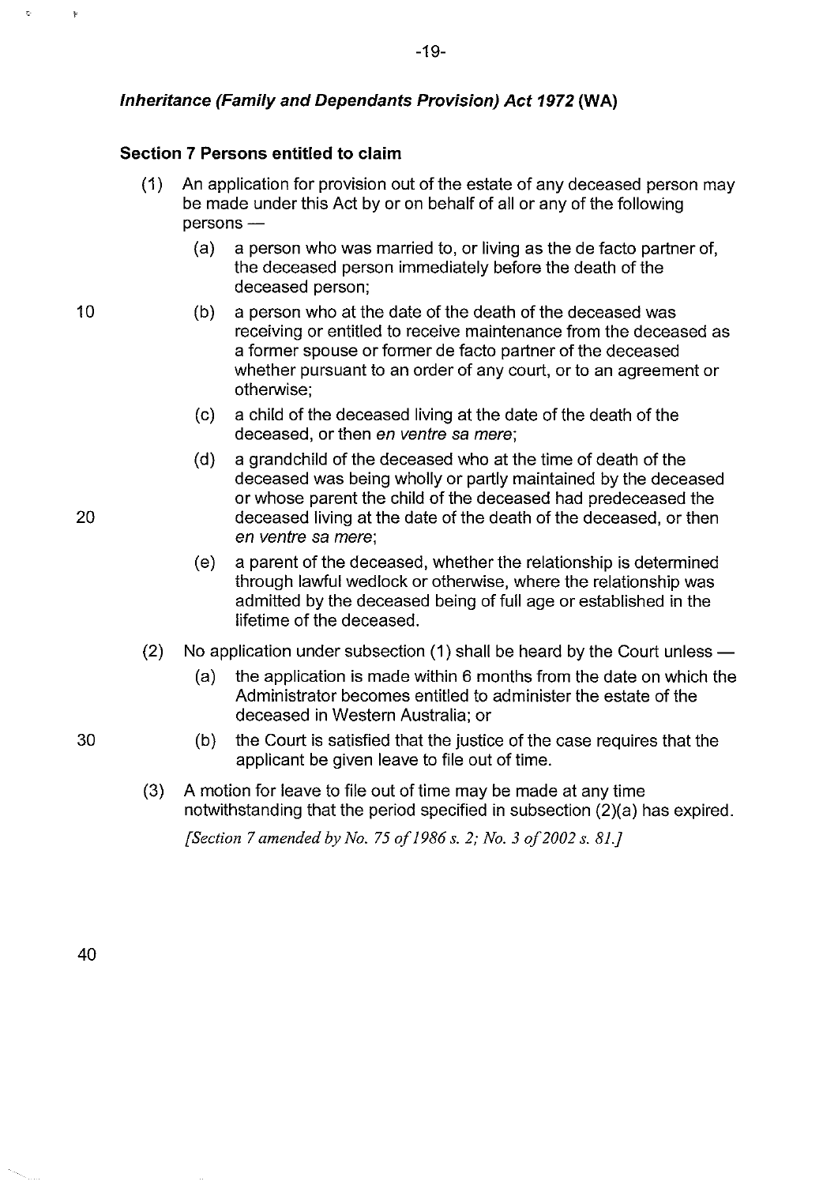***Inheritance (Family and Dependants Provision) Act 1972* (WA)**

**Section 7 Persons entitled to claim**

(1) An application for provision out of the estate of any deceased person may be made under this Act by or on behalf of all or any of the following persons —

(a) a person who was married to, or living as the de facto partner of, the deceased person immediately before the death of the deceased person;

(b) a person who at the date of the death of the deceased was receiving or entitled to receive maintenance from the deceased as a former spouse or former de facto partner of the deceased whether pursuant to an order of any court, or to an agreement or otherwise;

(c) a child of the deceased living at the date of the death of the deceased, or then *en ventre sa mere*;

(d) a grandchild of the deceased who at the time of death of the deceased was being wholly or partly maintained by the deceased or whose parent the child of the deceased had predeceased the deceased living at the date of the death of the deceased, or then *en ventre sa mere*;

(e) a parent of the deceased, whether the relationship is determined through lawful wedlock or otherwise, where the relationship was admitted by the deceased being of full age or established in the lifetime of the deceased.

(2) No application under subsection (1) shall be heard by the Court unless —

(a) the application is made within 6 months from the date on which the Administrator becomes entitled to administer the estate of the deceased in Western Australia; or

(b) the Court is satisfied that the justice of the case requires that the applicant be given leave to file out of time.

(3) A motion for leave to file out of time may be made at any time notwithstanding that the period specified in subsection (2)(a) has expired.

*[Section 7 amended by No. 75 of 1986 s. 2; No. 3 of 2002 s. 81.]*